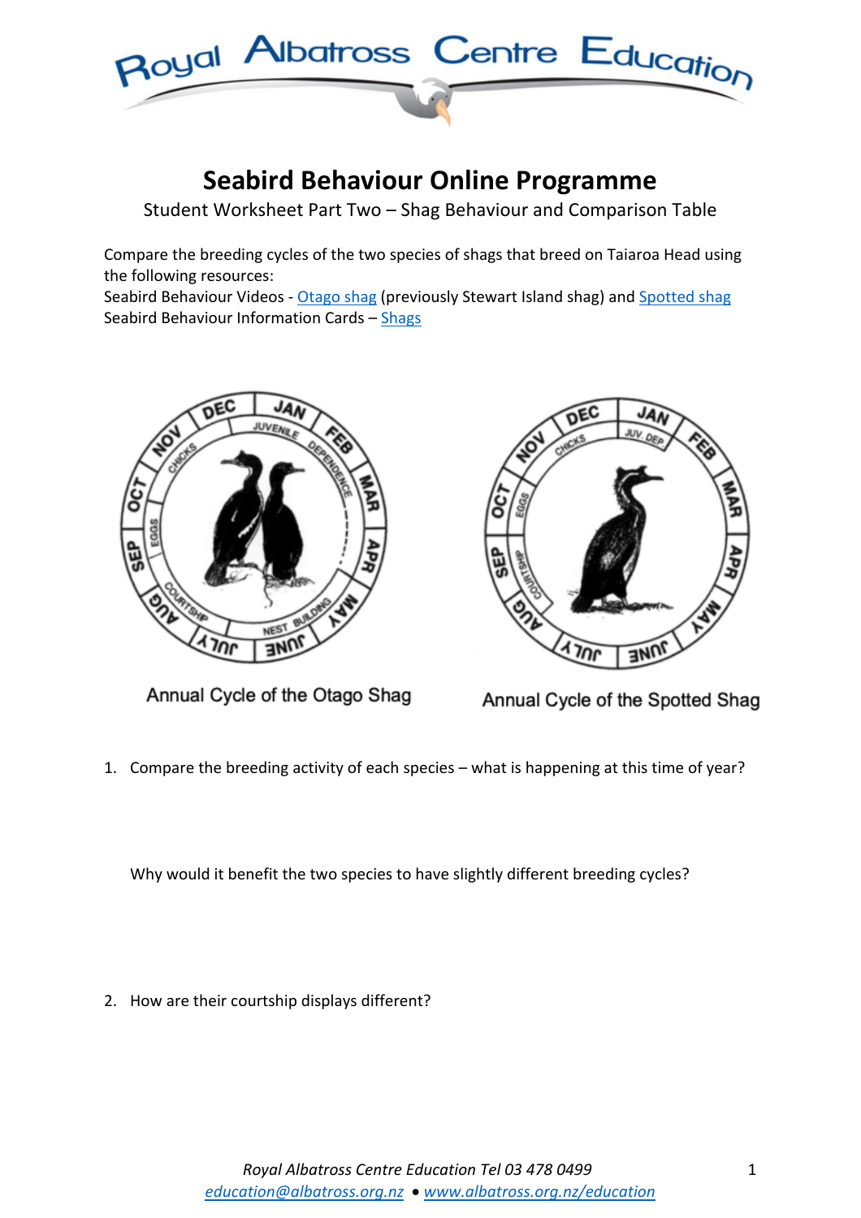# Seabird Behaviour Online Programme

Student Worksheet Part Two – Shag Behaviour and Comparison Table

Compare the breeding cycles of the two species of shags that breed on Taiaroa Head using the following resources:
Seabird Behaviour Videos - Otago shag (previously Stewart Island shag) and Spotted shag
Seabird Behaviour Information Cards – Shags

Annual Cycle of the Otago Shag

Annual Cycle of the Spotted Shag

1. Compare the breeding activity of each species – what is happening at this time of year?

   Why would it benefit the two species to have slightly different breeding cycles?

2. How are their courtship displays different?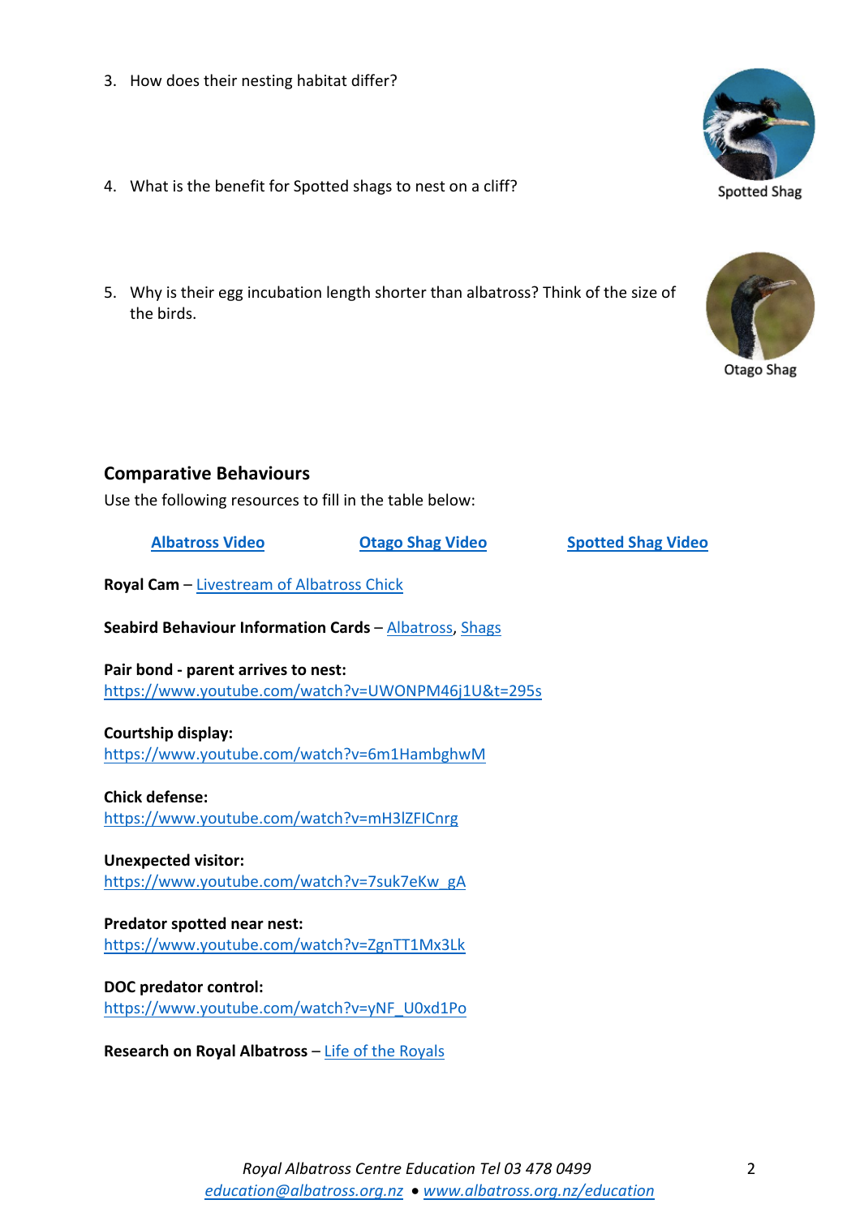3. How does their nesting habitat differ?

4. What is the benefit for Spotted shags to nest on a cliff?

Spotted Shag

5. Why is their egg incubation length shorter than albatross? Think of the size of the birds.

Otago Shag

## Comparative Behaviours

Use the following resources to fill in the table below:

Albatross Video      Otago Shag Video      Spotted Shag Video

**Royal Cam** – Livestream of Albatross Chick

**Seabird Behaviour Information Cards** – Albatross, Shags

**Pair bond - parent arrives to nest:**
https://www.youtube.com/watch?v=UWONPM46j1U&t=295s

**Courtship display:**
https://www.youtube.com/watch?v=6m1HambghwM

**Chick defense:**
https://www.youtube.com/watch?v=mH3lZFICnrg

**Unexpected visitor:**
https://www.youtube.com/watch?v=7suk7eKw_gA

**Predator spotted near nest:**
https://www.youtube.com/watch?v=ZgnTT1Mx3Lk

**DOC predator control:**
https://www.youtube.com/watch?v=yNF_U0xd1Po

**Research on Royal Albatross** – Life of the Royals

*Royal Albatross Centre Education Tel 03 478 0499*
*education@albatross.org.nz • www.albatross.org.nz/education*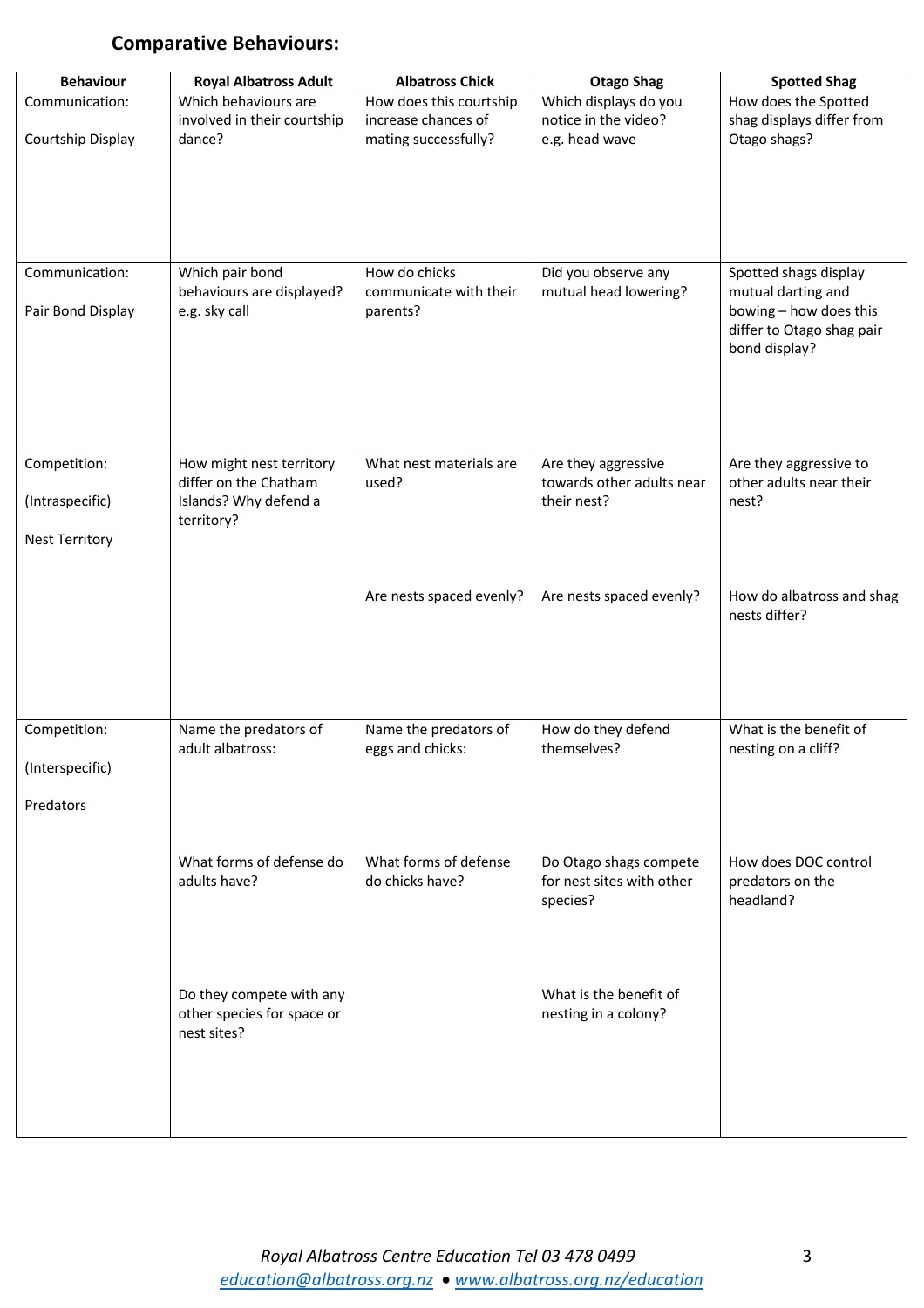## Comparative Behaviours:

| Behaviour | Royal Albatross Adult | Albatross Chick | Otago Shag | Spotted Shag |
|---|---|---|---|---|
| Communication:<br><br>Courtship Display | Which behaviours are involved in their courtship dance? | How does this courtship increase chances of mating successfully? | Which displays do you notice in the video? e.g. head wave | How does the Spotted shag displays differ from Otago shags? |
| Communication:<br><br>Pair Bond Display | Which pair bond behaviours are displayed? e.g. sky call | How do chicks communicate with their parents? | Did you observe any mutual head lowering? | Spotted shags display mutual darting and bowing – how does this differ to Otago shag pair bond display? |
| Competition:<br><br>(Intraspecific)<br><br>Nest Territory | How might nest territory differ on the Chatham Islands? Why defend a territory? | What nest materials are used?<br><br>Are nests spaced evenly? | Are they aggressive towards other adults near their nest?<br><br>Are nests spaced evenly? | Are they aggressive to other adults near their nest?<br><br>How do albatross and shag nests differ? |
| Competition:<br><br>(Interspecific)<br><br>Predators | Name the predators of adult albatross:<br><br>What forms of defense do adults have?<br><br>Do they compete with any other species for space or nest sites? | Name the predators of eggs and chicks:<br><br>What forms of defense do chicks have? | How do they defend themselves?<br><br>Do Otago shags compete for nest sites with other species?<br><br>What is the benefit of nesting in a colony? | What is the benefit of nesting on a cliff?<br><br>How does DOC control predators on the headland? |

*Royal Albatross Centre Education Tel 03 478 0499*
*education@albatross.org.nz • www.albatross.org.nz/education*